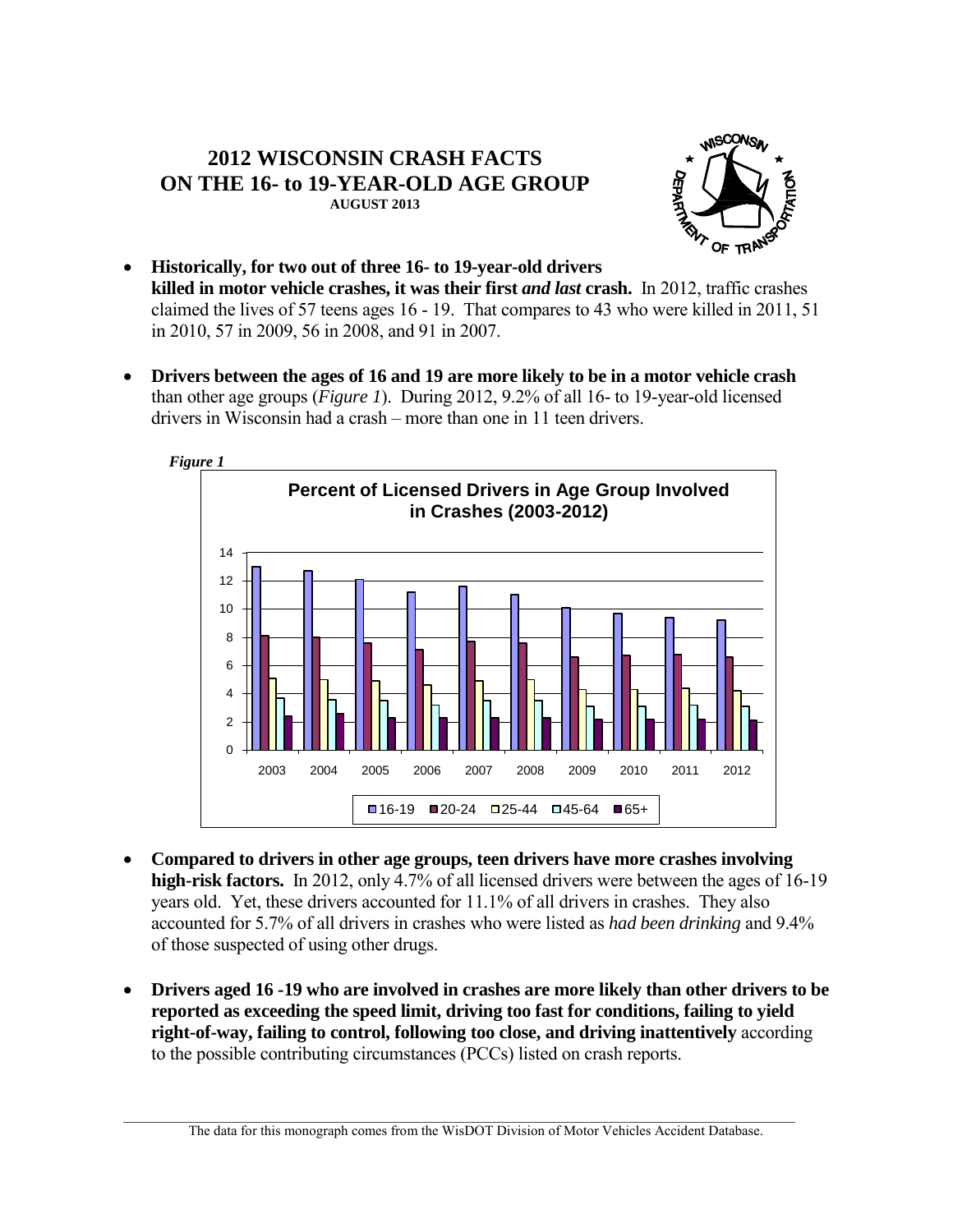# 2012 WISCONSIN CRASH FACTS ON THE 16- to 19-YEAR-OLD AGE GROUP

**AUGUST 2013**

- **Historically, for two out of three 16- to 19-year-old drivers killed in motor vehicle crashes, it was their first *and last* crash.** In 2012, traffic crashes claimed the lives of 57 teens ages 16 - 19. That compares to 43 who were killed in 2011, 51 in 2010, 57 in 2009, 56 in 2008, and 91 in 2007.

- **Drivers between the ages of 16 and 19 are more likely to be in a motor vehicle crash** than other age groups (*Figure 1*). During 2012, 9.2% of all 16- to 19-year-old licensed drivers in Wisconsin had a crash – more than one in 11 teen drivers.

***Figure 1***

**Percent of Licensed Drivers in Age Group Involved in Crashes (2003-2012)**

- **Compared to drivers in other age groups, teen drivers have more crashes involving high-risk factors.** In 2012, only 4.7% of all licensed drivers were between the ages of 16-19 years old. Yet, these drivers accounted for 11.1% of all drivers in crashes. They also accounted for 5.7% of all drivers in crashes who were listed as *had been drinking* and 9.4% of those suspected of using other drugs.

- **Drivers aged 16 -19 who are involved in crashes are more likely than other drivers to be reported as exceeding the speed limit, driving too fast for conditions, failing to yield right-of-way, failing to control, following too close, and driving inattentively** according to the possible contributing circumstances (PCCs) listed on crash reports.

---

The data for this monograph comes from the WisDOT Division of Motor Vehicles Accident Database.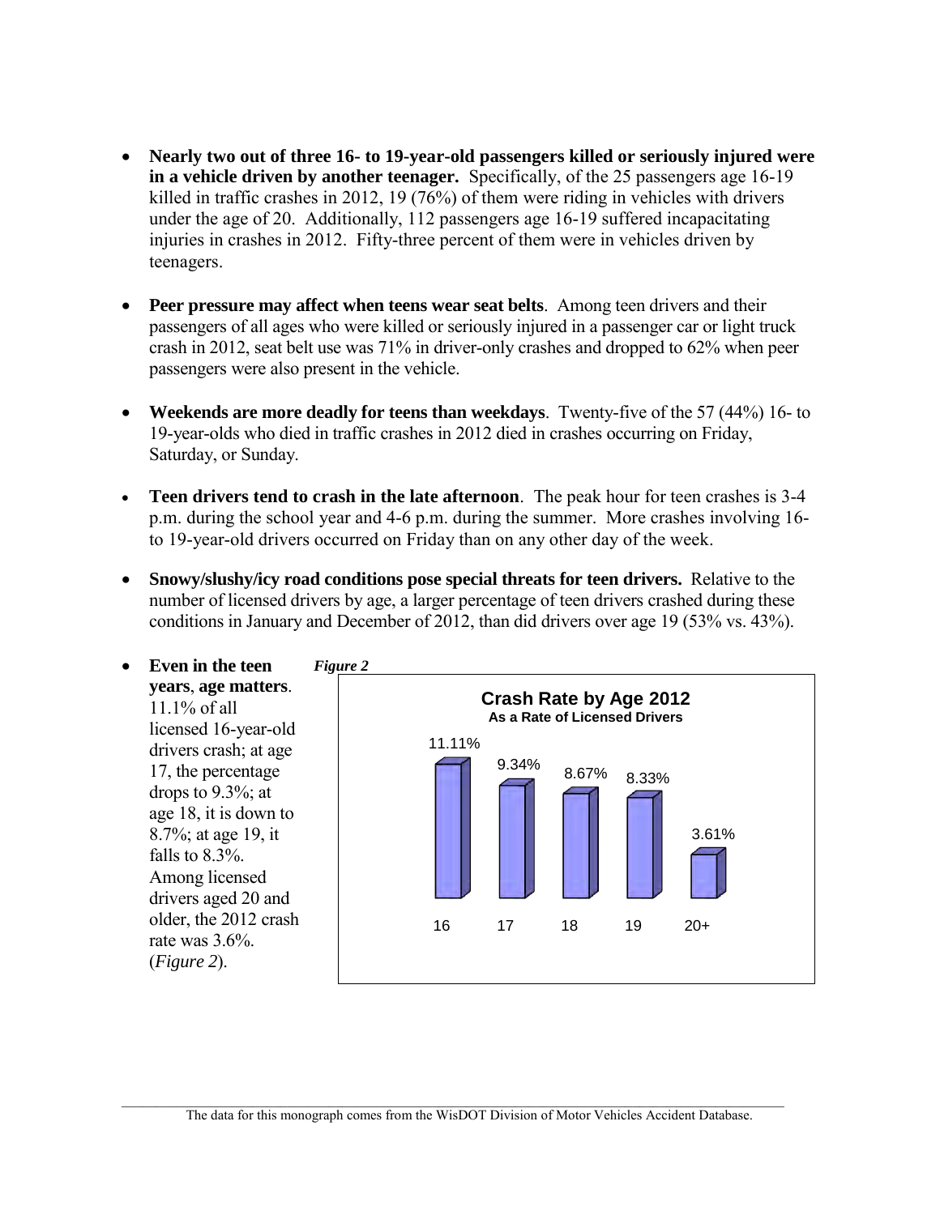- **Nearly two out of three 16- to 19-year-old passengers killed or seriously injured were in a vehicle driven by another teenager.** Specifically, of the 25 passengers age 16-19 killed in traffic crashes in 2012, 19 (76%) of them were riding in vehicles with drivers under the age of 20. Additionally, 112 passengers age 16-19 suffered incapacitating injuries in crashes in 2012. Fifty-three percent of them were in vehicles driven by teenagers.

- **Peer pressure may affect when teens wear seat belts**. Among teen drivers and their passengers of all ages who were killed or seriously injured in a passenger car or light truck crash in 2012, seat belt use was 71% in driver-only crashes and dropped to 62% when peer passengers were also present in the vehicle.

- **Weekends are more deadly for teens than weekdays**. Twenty-five of the 57 (44%) 16- to 19-year-olds who died in traffic crashes in 2012 died in crashes occurring on Friday, Saturday, or Sunday.

- **Teen drivers tend to crash in the late afternoon**. The peak hour for teen crashes is 3-4 p.m. during the school year and 4-6 p.m. during the summer. More crashes involving 16- to 19-year-old drivers occurred on Friday than on any other day of the week.

- **Snowy/slushy/icy road conditions pose special threats for teen drivers.** Relative to the number of licensed drivers by age, a larger percentage of teen drivers crashed during these conditions in January and December of 2012, than did drivers over age 19 (53% vs. 43%).

- **Even in the teen years**, **age matters**. 11.1% of all licensed 16-year-old drivers crash; at age 17, the percentage drops to 9.3%; at age 18, it is down to 8.7%; at age 19, it falls to 8.3%. Among licensed drivers aged 20 and older, the 2012 crash rate was 3.6%. (*Figure 2*).

***Figure 2***

**Crash Rate by Age 2012**
**As a Rate of Licensed Drivers**

| Age | Crash Rate |
|---|---|
| 16 | 11.11% |
| 17 | 9.34% |
| 18 | 8.67% |
| 19 | 8.33% |
| 20+ | 3.61% |

The data for this monograph comes from the WisDOT Division of Motor Vehicles Accident Database.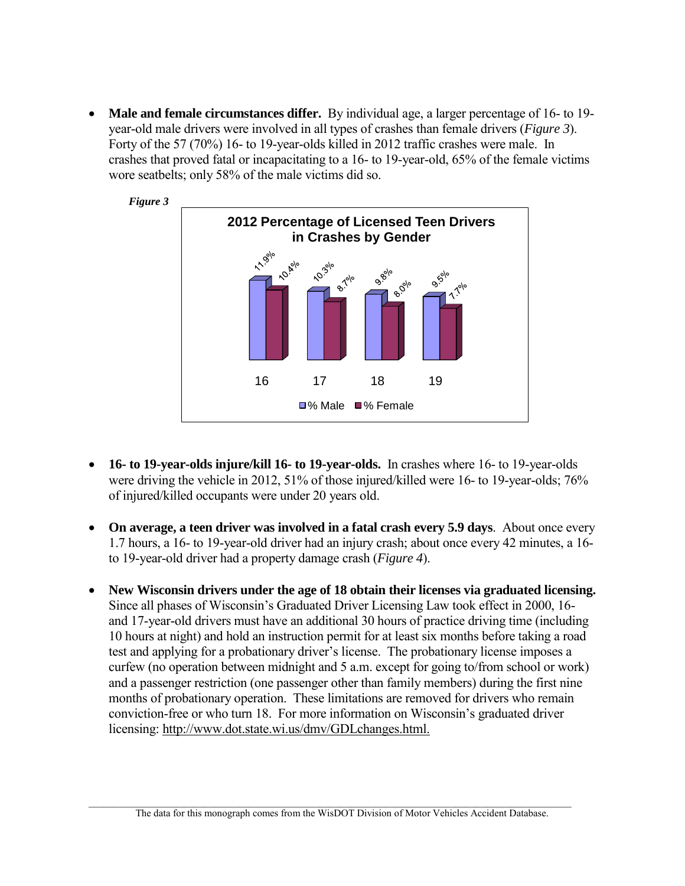- **Male and female circumstances differ.** By individual age, a larger percentage of 16- to 19-year-old male drivers were involved in all types of crashes than female drivers (*Figure 3*). Forty of the 57 (70%) 16- to 19-year-olds killed in 2012 traffic crashes were male. In crashes that proved fatal or incapacitating to a 16- to 19-year-old, 65% of the female victims wore seatbelts; only 58% of the male victims did so.

***Figure 3***

**2012 Percentage of Licensed Teen Drivers in Crashes by Gender**

| Age | % Male | % Female |
|---|---|---|
| 16 | 11.9% | 10.4% |
| 17 | 10.3% | 8.7% |
| 18 | 9.8% | 8.0% |
| 19 | 9.5% | 7.7% |

- **16- to 19-year-olds injure/kill 16- to 19-year-olds.** In crashes where 16- to 19-year-olds were driving the vehicle in 2012, 51% of those injured/killed were 16- to 19-year-olds; 76% of injured/killed occupants were under 20 years old.

- **On average, a teen driver was involved in a fatal crash every 5.9 days**. About once every 1.7 hours, a 16- to 19-year-old driver had an injury crash; about once every 42 minutes, a 16- to 19-year-old driver had a property damage crash (*Figure 4*).

- **New Wisconsin drivers under the age of 18 obtain their licenses via graduated licensing.** Since all phases of Wisconsin's Graduated Driver Licensing Law took effect in 2000, 16- and 17-year-old drivers must have an additional 30 hours of practice driving time (including 10 hours at night) and hold an instruction permit for at least six months before taking a road test and applying for a probationary driver's license. The probationary license imposes a curfew (no operation between midnight and 5 a.m. except for going to/from school or work) and a passenger restriction (one passenger other than family members) during the first nine months of probationary operation. These limitations are removed for drivers who remain conviction-free or who turn 18. For more information on Wisconsin's graduated driver licensing: http://www.dot.state.wi.us/dmv/GDLchanges.html.

The data for this monograph comes from the WisDOT Division of Motor Vehicles Accident Database.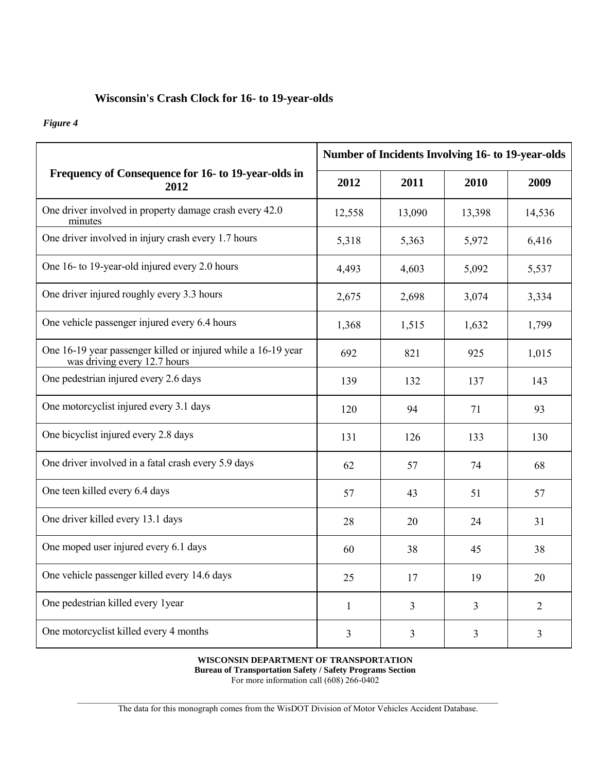## Wisconsin's Crash Clock for 16- to 19-year-olds

*Figure 4*

| Frequency of Consequence for 16- to 19-year-olds in 2012 | Number of Incidents Involving 16- to 19-year-olds | | | |
|---|---|---|---|---|
| | **2012** | **2011** | **2010** | **2009** |
| One driver involved in property damage crash every 42.0 minutes | 12,558 | 13,090 | 13,398 | 14,536 |
| One driver involved in injury crash every 1.7 hours | 5,318 | 5,363 | 5,972 | 6,416 |
| One 16- to 19-year-old injured every 2.0 hours | 4,493 | 4,603 | 5,092 | 5,537 |
| One driver injured roughly every 3.3 hours | 2,675 | 2,698 | 3,074 | 3,334 |
| One vehicle passenger injured every 6.4 hours | 1,368 | 1,515 | 1,632 | 1,799 |
| One 16-19 year passenger killed or injured while a 16-19 year was driving every 12.7 hours | 692 | 821 | 925 | 1,015 |
| One pedestrian injured every 2.6 days | 139 | 132 | 137 | 143 |
| One motorcyclist injured every 3.1 days | 120 | 94 | 71 | 93 |
| One bicyclist injured every 2.8 days | 131 | 126 | 133 | 130 |
| One driver involved in a fatal crash every 5.9 days | 62 | 57 | 74 | 68 |
| One teen killed every 6.4 days | 57 | 43 | 51 | 57 |
| One driver killed every 13.1 days | 28 | 20 | 24 | 31 |
| One moped user injured every 6.1 days | 60 | 38 | 45 | 38 |
| One vehicle passenger killed every 14.6 days | 25 | 17 | 19 | 20 |
| One pedestrian killed every 1year | 1 | 3 | 3 | 2 |
| One motorcyclist killed every 4 months | 3 | 3 | 3 | 3 |

**WISCONSIN DEPARTMENT OF TRANSPORTATION**
**Bureau of Transportation Safety / Safety Programs Section**
For more information call (608) 266-0402

The data for this monograph comes from the WisDOT Division of Motor Vehicles Accident Database.